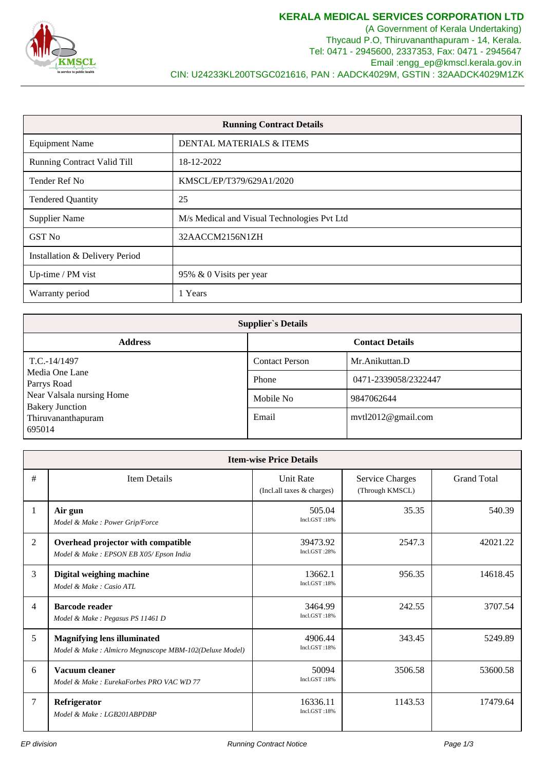## KERALA MEDICAL SERVICES CORPORATION LTD

(A Government of Kerala Undertaking)
Thycaud P.O, Thiruvananthapuram - 14, Kerala.
Tel: 0471 - 2945600, 2337353, Fax: 0471 - 2945647
Email :engg_ep@kmscl.kerala.gov.in
CIN: U24233KL200TSGC021616, PAN : AADCK4029M, GSTIN : 32AADCK4029M1ZK

| **Running Contract Details** | |
|---|---|
| Equipment Name | DENTAL MATERIALS & ITEMS |
| Running Contract Valid Till | 18-12-2022 |
| Tender Ref No | KMSCL/EP/T379/629A1/2020 |
| Tendered Quantity | 25 |
| Supplier Name | M/s Medical and Visual Technologies Pvt Ltd |
| GST No | 32AACCM2156N1ZH |
| Installation & Delivery Period | |
| Up-time / PM vist | 95% & 0 Visits per year |
| Warranty period | 1 Years |

| **Supplier`s Details** | | |
|---|---|---|
| **Address** | **Contact Details** | |
| T.C.-14/1497 Media One Lane Parrys Road Near Valsala nursing Home Bakery Junction Thiruvananthapuram 695014 | Contact Person | Mr.Anikuttan.D |
| | Phone | 0471-2339058/2322447 |
| | Mobile No | 9847062644 |
| | Email | mvtl2012@gmail.com |

**Item-wise Price Details**

| # | Item Details | Unit Rate (Incl.all taxes & charges) | Service Charges (Through KMSCL) | Grand Total |
|---|---|---|---|---|
| 1 | **Air gun** *Model & Make : Power Grip/Force* | 505.04 Incl.GST :18% | 35.35 | 540.39 |
| 2 | **Overhead projector with compatible** *Model & Make : EPSON EB X05/ Epson India* | 39473.92 Incl.GST :28% | 2547.3 | 42021.22 |
| 3 | **Digital weighing machine** *Model & Make : Casio ATL* | 13662.1 Incl.GST :18% | 956.35 | 14618.45 |
| 4 | **Barcode reader** *Model & Make : Pegasus PS 11461 D* | 3464.99 Incl.GST :18% | 242.55 | 3707.54 |
| 5 | **Magnifying lens illuminated** *Model & Make : Almicro Megnascope MBM-102(Deluxe Model)* | 4906.44 Incl.GST :18% | 343.45 | 5249.89 |
| 6 | **Vacuum cleaner** *Model & Make : EurekaForbes PRO VAC WD 77* | 50094 Incl.GST :18% | 3506.58 | 53600.58 |
| 7 | **Refrigerator** *Model & Make : LGB201ABPDBP* | 16336.11 Incl.GST :18% | 1143.53 | 17479.64 |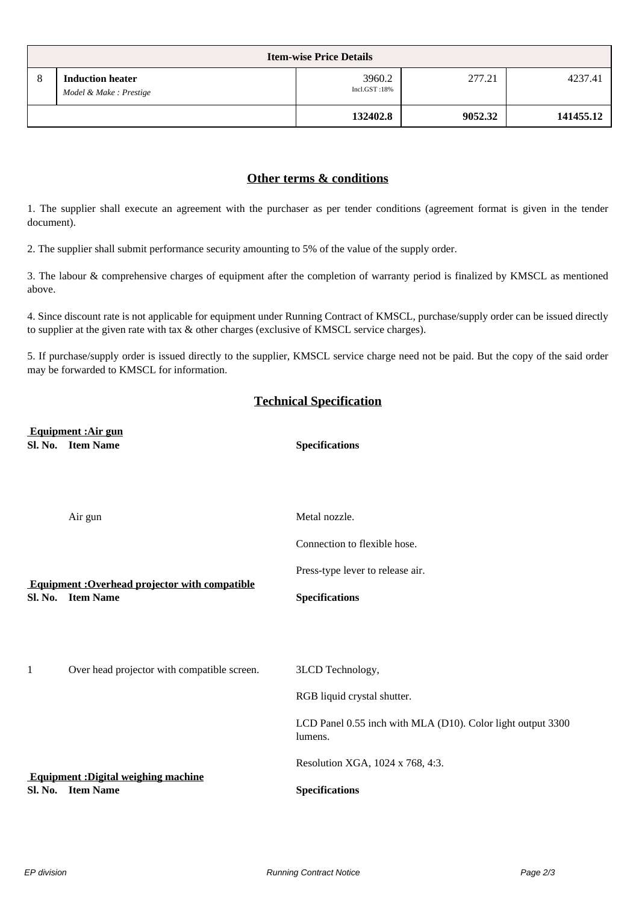| Item-wise Price Details | | | | |
|---|---|---|---|---|
| 8 | **Induction heater** *Model & Make : Prestige* | 3960.2 Incl.GST :18% | 277.21 | 4237.41 |
| | | **132402.8** | **9052.32** | **141455.12** |

## Other terms & conditions

1. The supplier shall execute an agreement with the purchaser as per tender conditions (agreement format is given in the tender document).

2. The supplier shall submit performance security amounting to 5% of the value of the supply order.

3. The labour & comprehensive charges of equipment after the completion of warranty period is finalized by KMSCL as mentioned above.

4. Since discount rate is not applicable for equipment under Running Contract of KMSCL, purchase/supply order can be issued directly to supplier at the given rate with tax & other charges (exclusive of KMSCL service charges).

5. If purchase/supply order is issued directly to the supplier, KMSCL service charge need not be paid. But the copy of the said order may be forwarded to KMSCL for information.

## Technical Specification

**Equipment :Air gun**

| Sl. No. | Item Name | Specifications |
|---|---|---|
| | Air gun | Metal nozzle.<br>Connection to flexible hose.<br>Press-type lever to release air. |

**Equipment :Overhead projector with compatible**

| Sl. No. | Item Name | Specifications |
|---|---|---|
| 1 | Over head projector with compatible screen. | 3LCD Technology,<br>RGB liquid crystal shutter.<br>LCD Panel 0.55 inch with MLA (D10). Color light output 3300 lumens.<br>Resolution XGA, 1024 x 768, 4:3. |

**Equipment :Digital weighing machine**

| Sl. No. | Item Name | Specifications |
|---|---|---|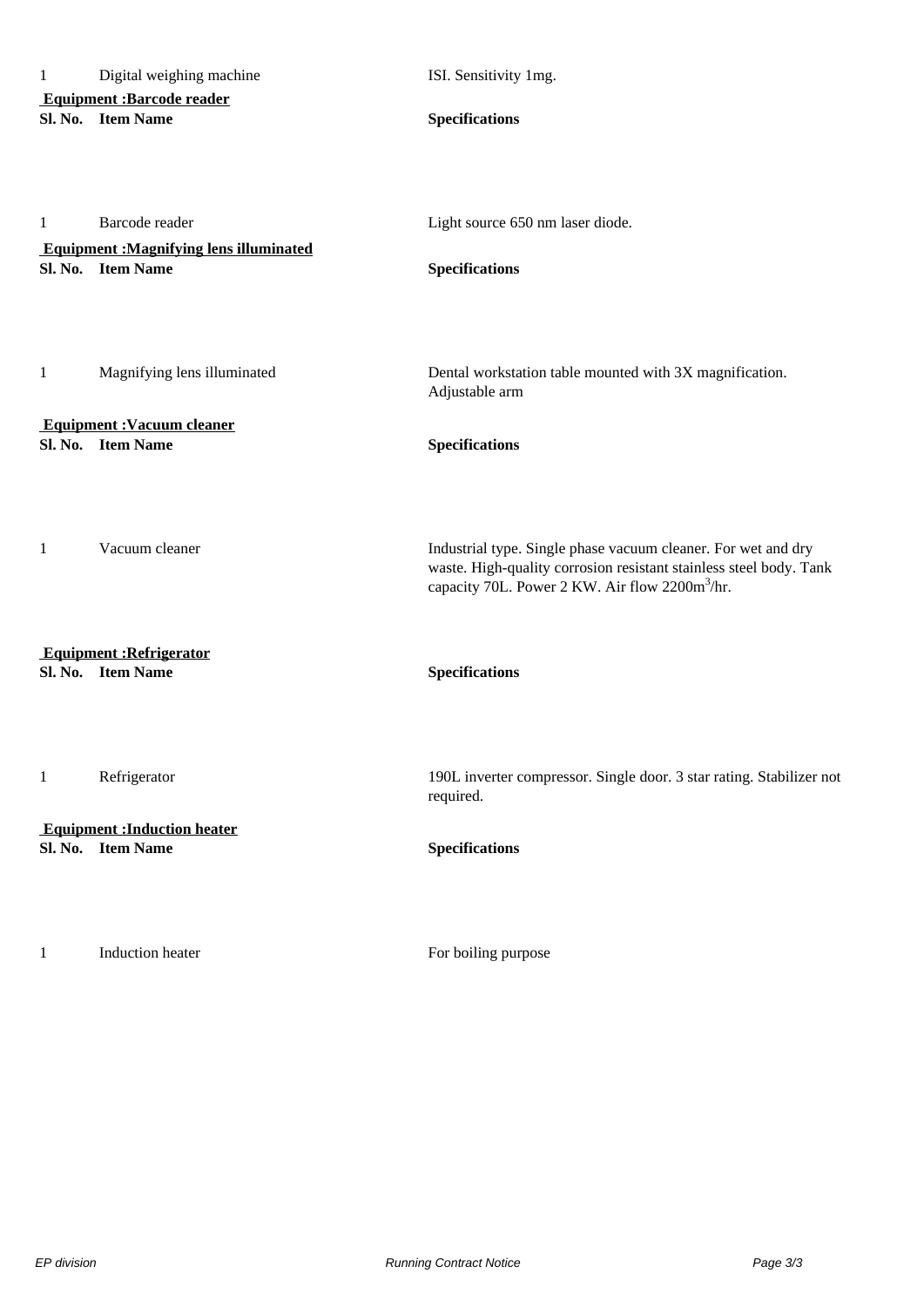| Sl. No. | Item Name | Specifications |
| --- | --- | --- |
| 1 | Digital weighing machine | ISI. Sensitivity 1mg. |

**Equipment :Barcode reader**

| Sl. No. | Item Name | Specifications |
| --- | --- | --- |
| 1 | Barcode reader | Light source 650 nm laser diode. |

**Equipment :Magnifying lens illuminated**

| Sl. No. | Item Name | Specifications |
| --- | --- | --- |
| 1 | Magnifying lens illuminated | Dental workstation table mounted with 3X magnification. Adjustable arm |

**Equipment :Vacuum cleaner**

| Sl. No. | Item Name | Specifications |
| --- | --- | --- |
| 1 | Vacuum cleaner | Industrial type. Single phase vacuum cleaner. For wet and dry waste. High-quality corrosion resistant stainless steel body. Tank capacity 70L. Power 2 KW. Air flow 2200$m^3$/hr. |

**Equipment :Refrigerator**

| Sl. No. | Item Name | Specifications |
| --- | --- | --- |
| 1 | Refrigerator | 190L inverter compressor. Single door. 3 star rating. Stabilizer not required. |

**Equipment :Induction heater**

| Sl. No. | Item Name | Specifications |
| --- | --- | --- |
| 1 | Induction heater | For boiling purpose |